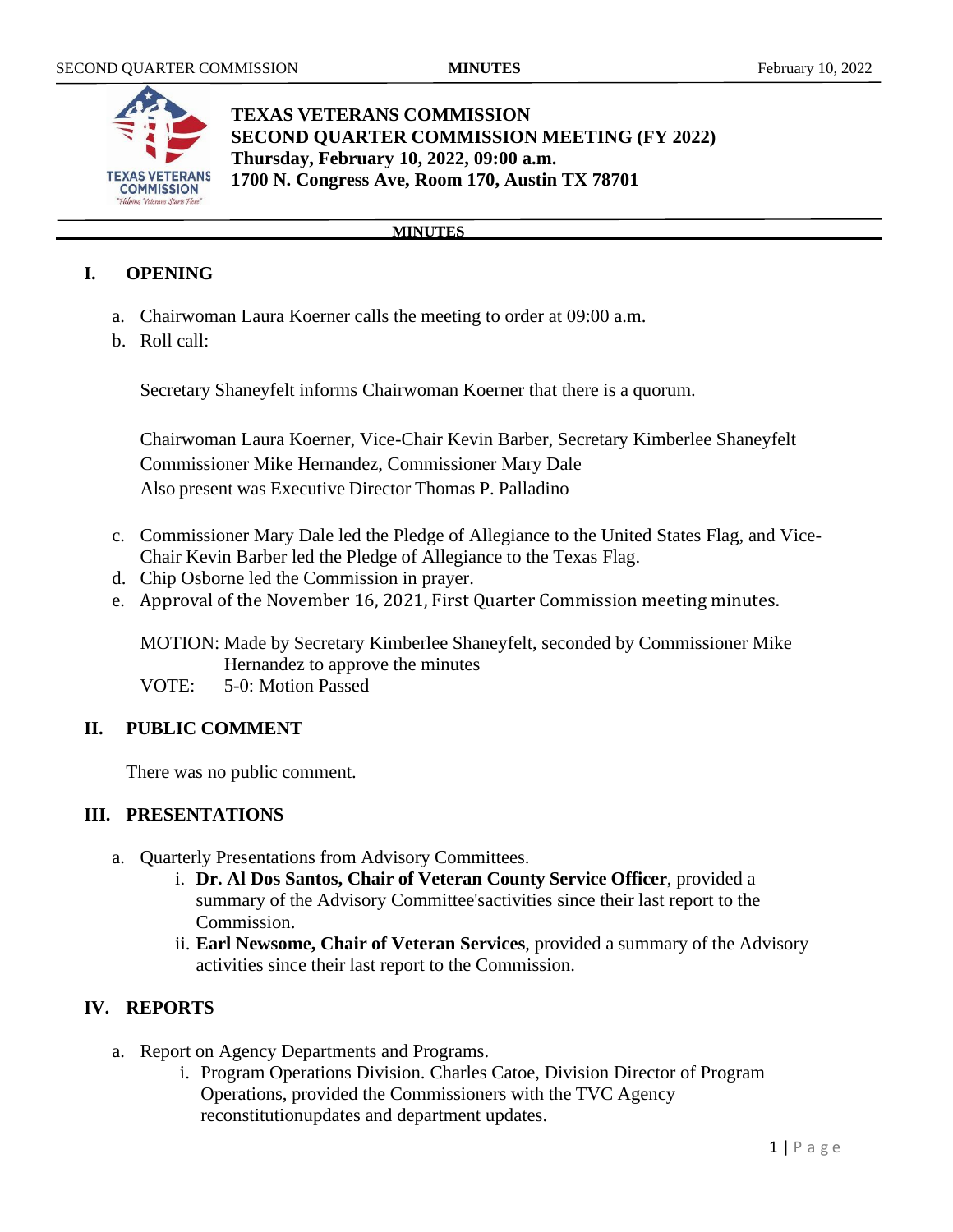# TEXAS VETERANS COMMISSION
## SECOND QUARTER COMMISSION MEETING (FY 2022)
**Thursday, February 10, 2022, 09:00 a.m.**
**1700 N. Congress Ave, Room 170, Austin TX 78701**

**MINUTES**

## I. OPENING

a. Chairwoman Laura Koerner calls the meeting to order at 09:00 a.m.

b. Roll call:

Secretary Shaneyfelt informs Chairwoman Koerner that there is a quorum.

Chairwoman Laura Koerner, Vice-Chair Kevin Barber, Secretary Kimberlee Shaneyfelt
Commissioner Mike Hernandez, Commissioner Mary Dale
Also present was Executive Director Thomas P. Palladino

c. Commissioner Mary Dale led the Pledge of Allegiance to the United States Flag, and Vice-Chair Kevin Barber led the Pledge of Allegiance to the Texas Flag.

d. Chip Osborne led the Commission in prayer.

e. Approval of the November 16, 2021, First Quarter Commission meeting minutes.

MOTION: Made by Secretary Kimberlee Shaneyfelt, seconded by Commissioner Mike Hernandez to approve the minutes
VOTE: 5-0: Motion Passed

## II. PUBLIC COMMENT

There was no public comment.

## III. PRESENTATIONS

a. Quarterly Presentations from Advisory Committees.
   i. **Dr. Al Dos Santos, Chair of Veteran County Service Officer**, provided a summary of the Advisory Committee'sactivities since their last report to the Commission.
   ii. **Earl Newsome, Chair of Veteran Services**, provided a summary of the Advisory activities since their last report to the Commission.

## IV. REPORTS

a. Report on Agency Departments and Programs.
   i. Program Operations Division. Charles Catoe, Division Director of Program Operations, provided the Commissioners with the TVC Agency reconstitutionupdates and department updates.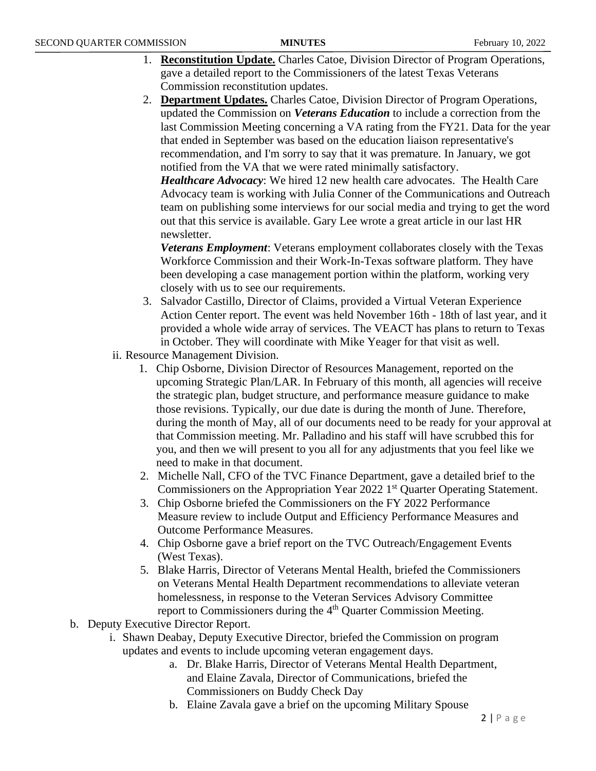1. **Reconstitution Update.** Charles Catoe, Division Director of Program Operations, gave a detailed report to the Commissioners of the latest Texas Veterans Commission reconstitution updates.
2. **Department Updates.** Charles Catoe, Division Director of Program Operations, updated the Commission on ***Veterans Education*** to include a correction from the last Commission Meeting concerning a VA rating from the FY21. Data for the year that ended in September was based on the education liaison representative's recommendation, and I'm sorry to say that it was premature. In January, we got notified from the VA that we were rated minimally satisfactory.
   ***Healthcare Advocacy***: We hired 12 new health care advocates. The Health Care Advocacy team is working with Julia Conner of the Communications and Outreach team on publishing some interviews for our social media and trying to get the word out that this service is available. Gary Lee wrote a great article in our last HR newsletter.
   ***Veterans Employment***: Veterans employment collaborates closely with the Texas Workforce Commission and their Work-In-Texas software platform. They have been developing a case management portion within the platform, working very closely with us to see our requirements.
3. Salvador Castillo, Director of Claims, provided a Virtual Veteran Experience Action Center report. The event was held November 16th - 18th of last year, and it provided a whole wide array of services. The VEACT has plans to return to Texas in October. They will coordinate with Mike Yeager for that visit as well.

ii. Resource Management Division.

1. Chip Osborne, Division Director of Resources Management, reported on the upcoming Strategic Plan/LAR. In February of this month, all agencies will receive the strategic plan, budget structure, and performance measure guidance to make those revisions. Typically, our due date is during the month of June. Therefore, during the month of May, all of our documents need to be ready for your approval at that Commission meeting. Mr. Palladino and his staff will have scrubbed this for you, and then we will present to you all for any adjustments that you feel like we need to make in that document.
2. Michelle Nall, CFO of the TVC Finance Department, gave a detailed brief to the Commissioners on the Appropriation Year 2022 1st Quarter Operating Statement.
3. Chip Osborne briefed the Commissioners on the FY 2022 Performance Measure review to include Output and Efficiency Performance Measures and Outcome Performance Measures.
4. Chip Osborne gave a brief report on the TVC Outreach/Engagement Events (West Texas).
5. Blake Harris, Director of Veterans Mental Health, briefed the Commissioners on Veterans Mental Health Department recommendations to alleviate veteran homelessness, in response to the Veteran Services Advisory Committee report to Commissioners during the 4th Quarter Commission Meeting.

b. Deputy Executive Director Report.

i. Shawn Deabay, Deputy Executive Director, briefed the Commission on program updates and events to include upcoming veteran engagement days.

a. Dr. Blake Harris, Director of Veterans Mental Health Department, and Elaine Zavala, Director of Communications, briefed the Commissioners on Buddy Check Day
b. Elaine Zavala gave a brief on the upcoming Military Spouse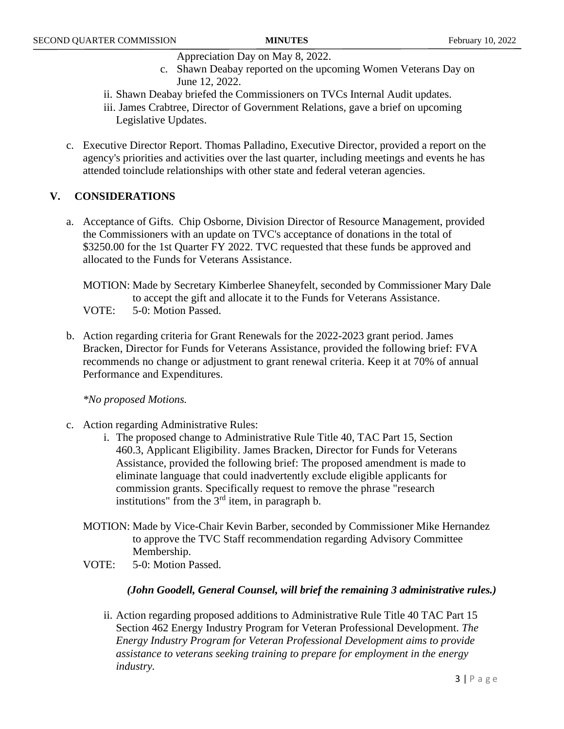Appreciation Day on May 8, 2022.

   c. Shawn Deabay reported on the upcoming Women Veterans Day on June 12, 2022.

ii. Shawn Deabay briefed the Commissioners on TVCs Internal Audit updates.

iii. James Crabtree, Director of Government Relations, gave a brief on upcoming Legislative Updates.

c. Executive Director Report. Thomas Palladino, Executive Director, provided a report on the agency's priorities and activities over the last quarter, including meetings and events he has attended toinclude relationships with other state and federal veteran agencies.

## V. CONSIDERATIONS

a. Acceptance of Gifts. Chip Osborne, Division Director of Resource Management, provided the Commissioners with an update on TVC's acceptance of donations in the total of $3250.00 for the 1st Quarter FY 2022. TVC requested that these funds be approved and allocated to the Funds for Veterans Assistance.

MOTION: Made by Secretary Kimberlee Shaneyfelt, seconded by Commissioner Mary Dale to accept the gift and allocate it to the Funds for Veterans Assistance.

VOTE: 5-0: Motion Passed.

b. Action regarding criteria for Grant Renewals for the 2022-2023 grant period. James Bracken, Director for Funds for Veterans Assistance, provided the following brief: FVA recommends no change or adjustment to grant renewal criteria. Keep it at 70% of annual Performance and Expenditures.

*\*No proposed Motions.*

c. Action regarding Administrative Rules:

   i. The proposed change to Administrative Rule Title 40, TAC Part 15, Section 460.3, Applicant Eligibility. James Bracken, Director for Funds for Veterans Assistance, provided the following brief: The proposed amendment is made to eliminate language that could inadvertently exclude eligible applicants for commission grants. Specifically request to remove the phrase "research institutions" from the 3rd item, in paragraph b.

MOTION: Made by Vice-Chair Kevin Barber, seconded by Commissioner Mike Hernandez to approve the TVC Staff recommendation regarding Advisory Committee Membership.

VOTE: 5-0: Motion Passed.

***(John Goodell, General Counsel, will brief the remaining 3 administrative rules.)***

   ii. Action regarding proposed additions to Administrative Rule Title 40 TAC Part 15 Section 462 Energy Industry Program for Veteran Professional Development. *The Energy Industry Program for Veteran Professional Development aims to provide assistance to veterans seeking training to prepare for employment in the energy industry.*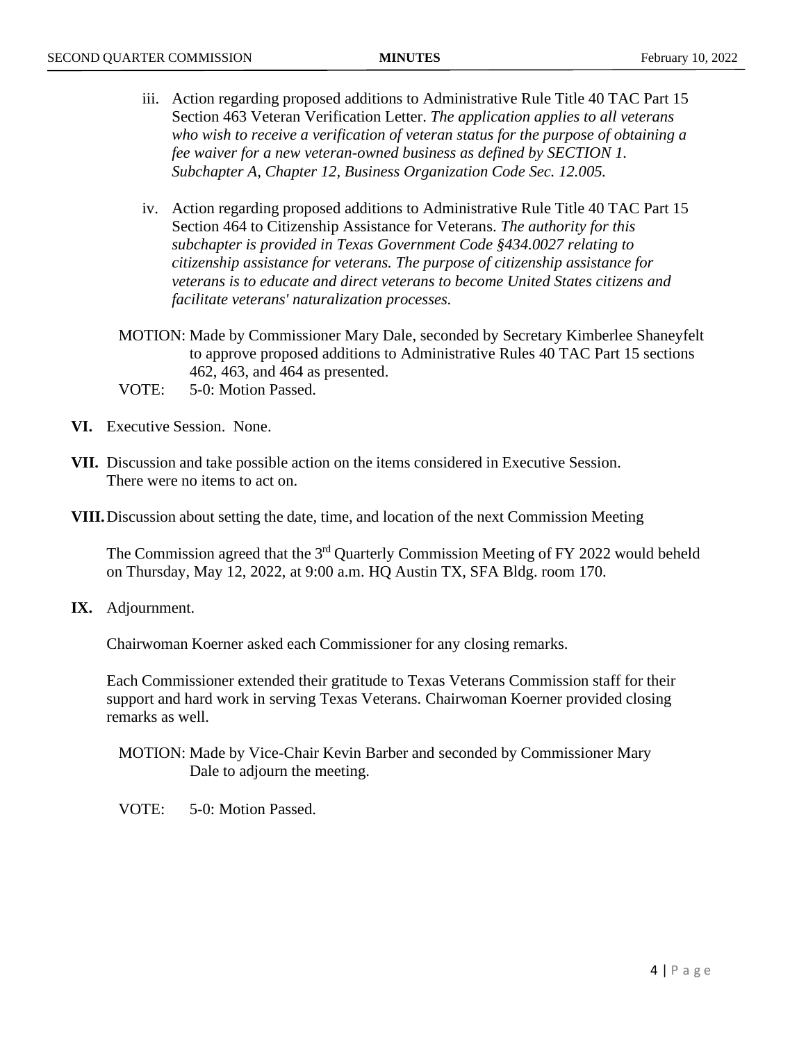iii. Action regarding proposed additions to Administrative Rule Title 40 TAC Part 15 Section 463 Veteran Verification Letter. *The application applies to all veterans who wish to receive a verification of veteran status for the purpose of obtaining a fee waiver for a new veteran-owned business as defined by SECTION 1. Subchapter A, Chapter 12, Business Organization Code Sec. 12.005.*

iv. Action regarding proposed additions to Administrative Rule Title 40 TAC Part 15 Section 464 to Citizenship Assistance for Veterans. *The authority for this subchapter is provided in Texas Government Code §434.0027 relating to citizenship assistance for veterans. The purpose of citizenship assistance for veterans is to educate and direct veterans to become United States citizens and facilitate veterans' naturalization processes.*

MOTION: Made by Commissioner Mary Dale, seconded by Secretary Kimberlee Shaneyfelt to approve proposed additions to Administrative Rules 40 TAC Part 15 sections 462, 463, and 464 as presented.

VOTE: 5-0: Motion Passed.

**VI.** Executive Session. None.

**VII.** Discussion and take possible action on the items considered in Executive Session. There were no items to act on.

**VIII.** Discussion about setting the date, time, and location of the next Commission Meeting

The Commission agreed that the 3rd Quarterly Commission Meeting of FY 2022 would beheld on Thursday, May 12, 2022, at 9:00 a.m. HQ Austin TX, SFA Bldg. room 170.

**IX.** Adjournment.

Chairwoman Koerner asked each Commissioner for any closing remarks.

Each Commissioner extended their gratitude to Texas Veterans Commission staff for their support and hard work in serving Texas Veterans. Chairwoman Koerner provided closing remarks as well.

MOTION: Made by Vice-Chair Kevin Barber and seconded by Commissioner Mary Dale to adjourn the meeting.

VOTE: 5-0: Motion Passed.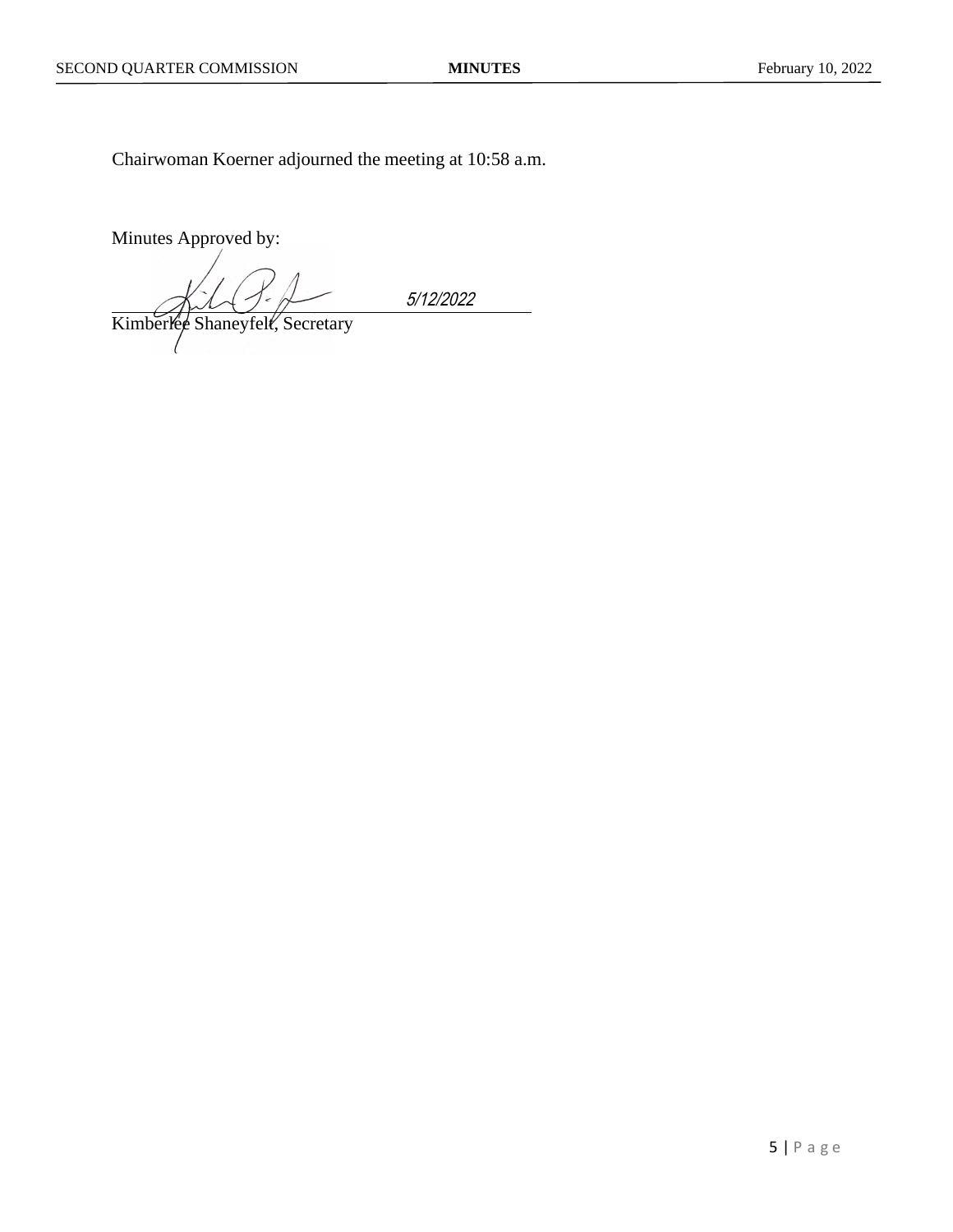Chairwoman Koerner adjourned the meeting at 10:58 a.m.

Minutes Approved by:

*5/12/2022*

Kimberlee Shaneyfelt, Secretary